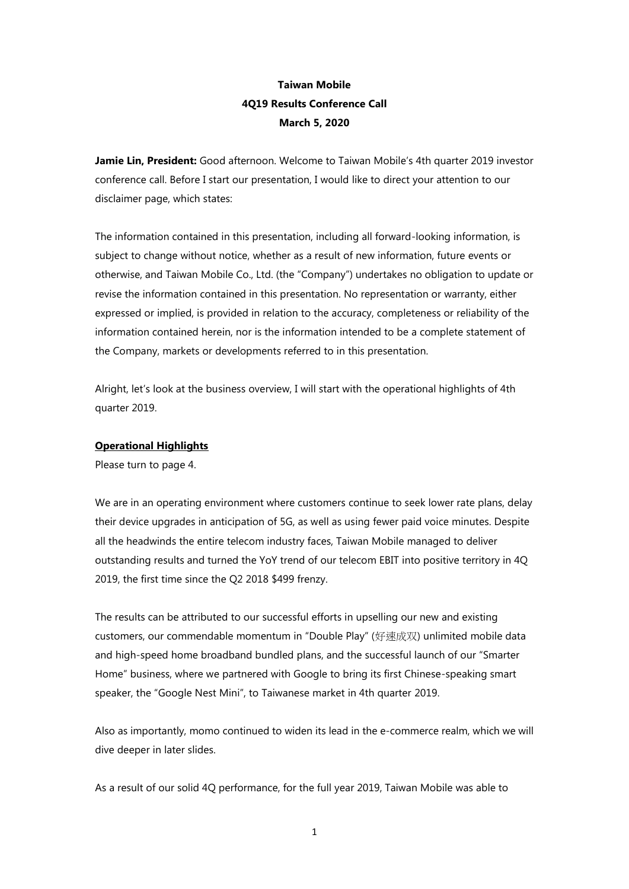**Taiwan Mobile**
**4Q19 Results Conference Call**
**March 5, 2020**

**Jamie Lin, President:** Good afternoon. Welcome to Taiwan Mobile's 4th quarter 2019 investor conference call. Before I start our presentation, I would like to direct your attention to our disclaimer page, which states:

The information contained in this presentation, including all forward-looking information, is subject to change without notice, whether as a result of new information, future events or otherwise, and Taiwan Mobile Co., Ltd. (the "Company") undertakes no obligation to update or revise the information contained in this presentation. No representation or warranty, either expressed or implied, is provided in relation to the accuracy, completeness or reliability of the information contained herein, nor is the information intended to be a complete statement of the Company, markets or developments referred to in this presentation.

Alright, let's look at the business overview, I will start with the operational highlights of 4th quarter 2019.

## Operational Highlights

Please turn to page 4.

We are in an operating environment where customers continue to seek lower rate plans, delay their device upgrades in anticipation of 5G, as well as using fewer paid voice minutes. Despite all the headwinds the entire telecom industry faces, Taiwan Mobile managed to deliver outstanding results and turned the YoY trend of our telecom EBIT into positive territory in 4Q 2019, the first time since the Q2 2018 $499 frenzy.

The results can be attributed to our successful efforts in upselling our new and existing customers, our commendable momentum in "Double Play" (好速成双) unlimited mobile data and high-speed home broadband bundled plans, and the successful launch of our "Smarter Home" business, where we partnered with Google to bring its first Chinese-speaking smart speaker, the "Google Nest Mini", to Taiwanese market in 4th quarter 2019.

Also as importantly, momo continued to widen its lead in the e-commerce realm, which we will dive deeper in later slides.

As a result of our solid 4Q performance, for the full year 2019, Taiwan Mobile was able to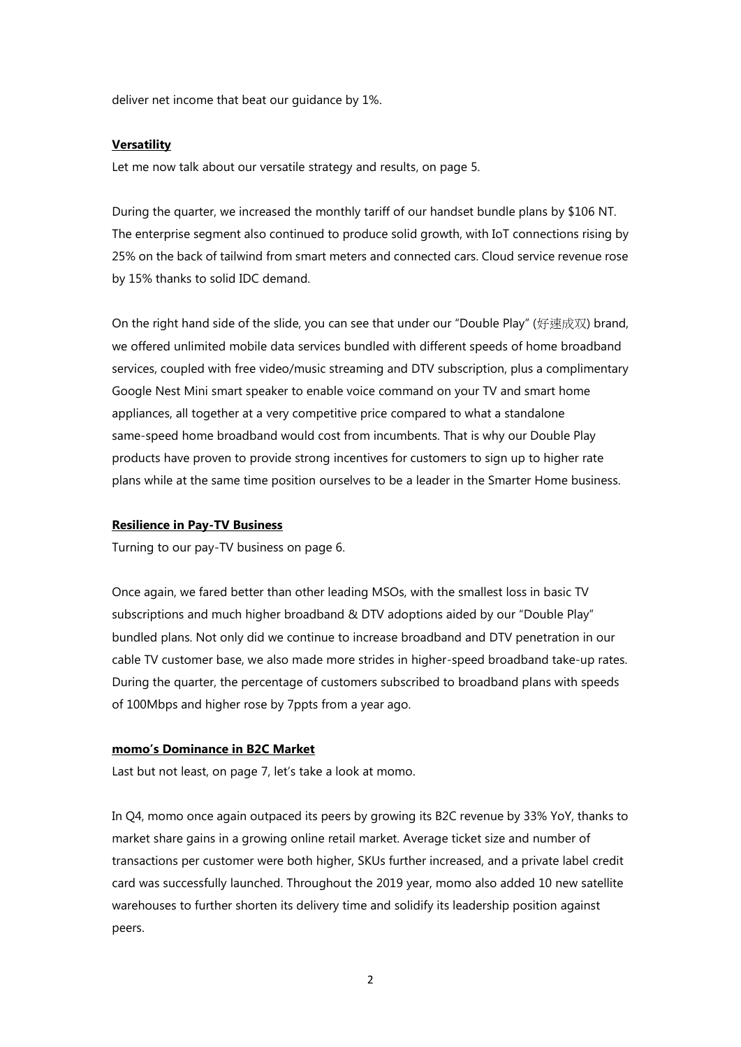deliver net income that beat our guidance by 1%.

**Versatility**

Let me now talk about our versatile strategy and results, on page 5.

During the quarter, we increased the monthly tariff of our handset bundle plans by $106 NT. The enterprise segment also continued to produce solid growth, with IoT connections rising by 25% on the back of tailwind from smart meters and connected cars. Cloud service revenue rose by 15% thanks to solid IDC demand.

On the right hand side of the slide, you can see that under our "Double Play" (好速成双) brand, we offered unlimited mobile data services bundled with different speeds of home broadband services, coupled with free video/music streaming and DTV subscription, plus a complimentary Google Nest Mini smart speaker to enable voice command on your TV and smart home appliances, all together at a very competitive price compared to what a standalone same-speed home broadband would cost from incumbents. That is why our Double Play products have proven to provide strong incentives for customers to sign up to higher rate plans while at the same time position ourselves to be a leader in the Smarter Home business.

**Resilience in Pay-TV Business**

Turning to our pay-TV business on page 6.

Once again, we fared better than other leading MSOs, with the smallest loss in basic TV subscriptions and much higher broadband & DTV adoptions aided by our "Double Play" bundled plans. Not only did we continue to increase broadband and DTV penetration in our cable TV customer base, we also made more strides in higher-speed broadband take-up rates. During the quarter, the percentage of customers subscribed to broadband plans with speeds of 100Mbps and higher rose by 7ppts from a year ago.

**momo's Dominance in B2C Market**

Last but not least, on page 7, let's take a look at momo.

In Q4, momo once again outpaced its peers by growing its B2C revenue by 33% YoY, thanks to market share gains in a growing online retail market. Average ticket size and number of transactions per customer were both higher, SKUs further increased, and a private label credit card was successfully launched. Throughout the 2019 year, momo also added 10 new satellite warehouses to further shorten its delivery time and solidify its leadership position against peers.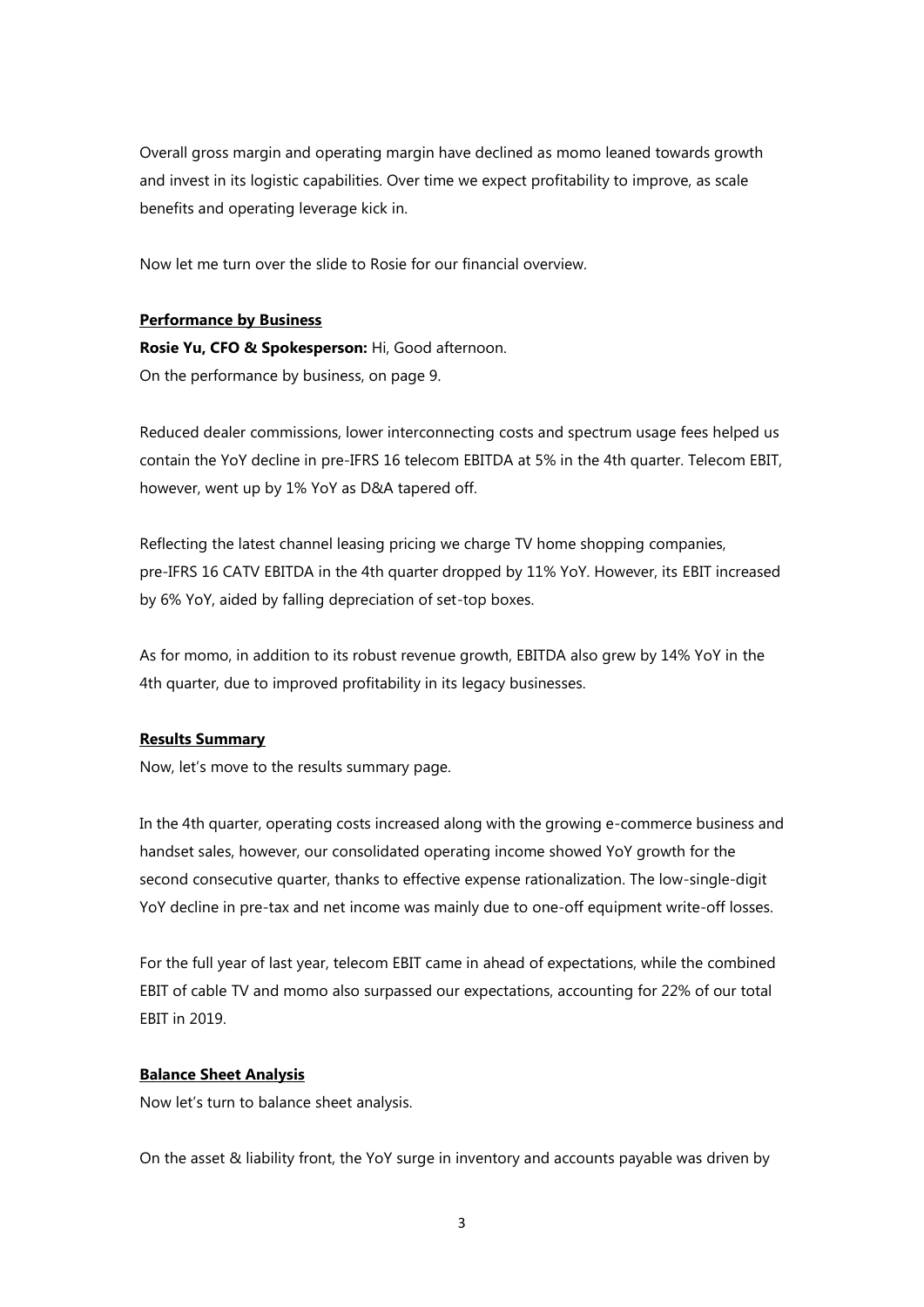Overall gross margin and operating margin have declined as momo leaned towards growth and invest in its logistic capabilities. Over time we expect profitability to improve, as scale benefits and operating leverage kick in.

Now let me turn over the slide to Rosie for our financial overview.

**Performance by Business**

**Rosie Yu, CFO & Spokesperson:** Hi, Good afternoon.
On the performance by business, on page 9.

Reduced dealer commissions, lower interconnecting costs and spectrum usage fees helped us contain the YoY decline in pre-IFRS 16 telecom EBITDA at 5% in the 4th quarter. Telecom EBIT, however, went up by 1% YoY as D&A tapered off.

Reflecting the latest channel leasing pricing we charge TV home shopping companies, pre-IFRS 16 CATV EBITDA in the 4th quarter dropped by 11% YoY. However, its EBIT increased by 6% YoY, aided by falling depreciation of set-top boxes.

As for momo, in addition to its robust revenue growth, EBITDA also grew by 14% YoY in the 4th quarter, due to improved profitability in its legacy businesses.

**Results Summary**

Now, let's move to the results summary page.

In the 4th quarter, operating costs increased along with the growing e-commerce business and handset sales, however, our consolidated operating income showed YoY growth for the second consecutive quarter, thanks to effective expense rationalization. The low-single-digit YoY decline in pre-tax and net income was mainly due to one-off equipment write-off losses.

For the full year of last year, telecom EBIT came in ahead of expectations, while the combined EBIT of cable TV and momo also surpassed our expectations, accounting for 22% of our total EBIT in 2019.

**Balance Sheet Analysis**

Now let's turn to balance sheet analysis.

On the asset & liability front, the YoY surge in inventory and accounts payable was driven by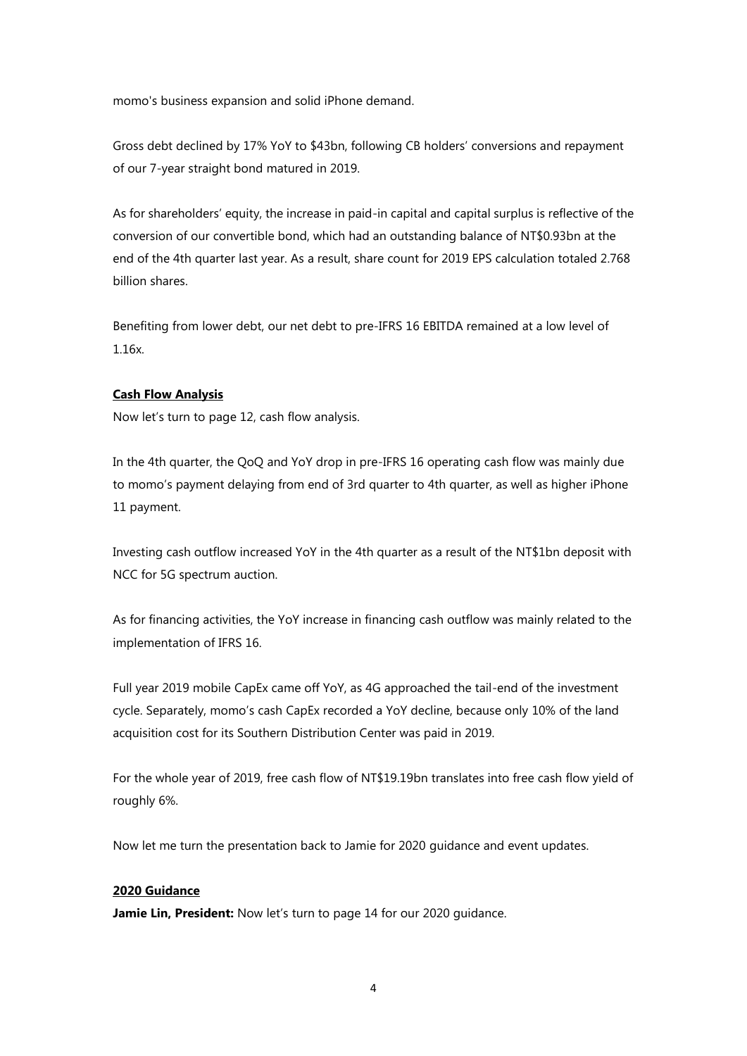momo's business expansion and solid iPhone demand.

Gross debt declined by 17% YoY to $43bn, following CB holders' conversions and repayment of our 7-year straight bond matured in 2019.

As for shareholders' equity, the increase in paid-in capital and capital surplus is reflective of the conversion of our convertible bond, which had an outstanding balance of NT$0.93bn at the end of the 4th quarter last year. As a result, share count for 2019 EPS calculation totaled 2.768 billion shares.

Benefiting from lower debt, our net debt to pre-IFRS 16 EBITDA remained at a low level of 1.16x.

**Cash Flow Analysis**

Now let's turn to page 12, cash flow analysis.

In the 4th quarter, the QoQ and YoY drop in pre-IFRS 16 operating cash flow was mainly due to momo's payment delaying from end of 3rd quarter to 4th quarter, as well as higher iPhone 11 payment.

Investing cash outflow increased YoY in the 4th quarter as a result of the NT$1bn deposit with NCC for 5G spectrum auction.

As for financing activities, the YoY increase in financing cash outflow was mainly related to the implementation of IFRS 16.

Full year 2019 mobile CapEx came off YoY, as 4G approached the tail-end of the investment cycle. Separately, momo's cash CapEx recorded a YoY decline, because only 10% of the land acquisition cost for its Southern Distribution Center was paid in 2019.

For the whole year of 2019, free cash flow of NT$19.19bn translates into free cash flow yield of roughly 6%.

Now let me turn the presentation back to Jamie for 2020 guidance and event updates.

**2020 Guidance**

**Jamie Lin, President:** Now let's turn to page 14 for our 2020 guidance.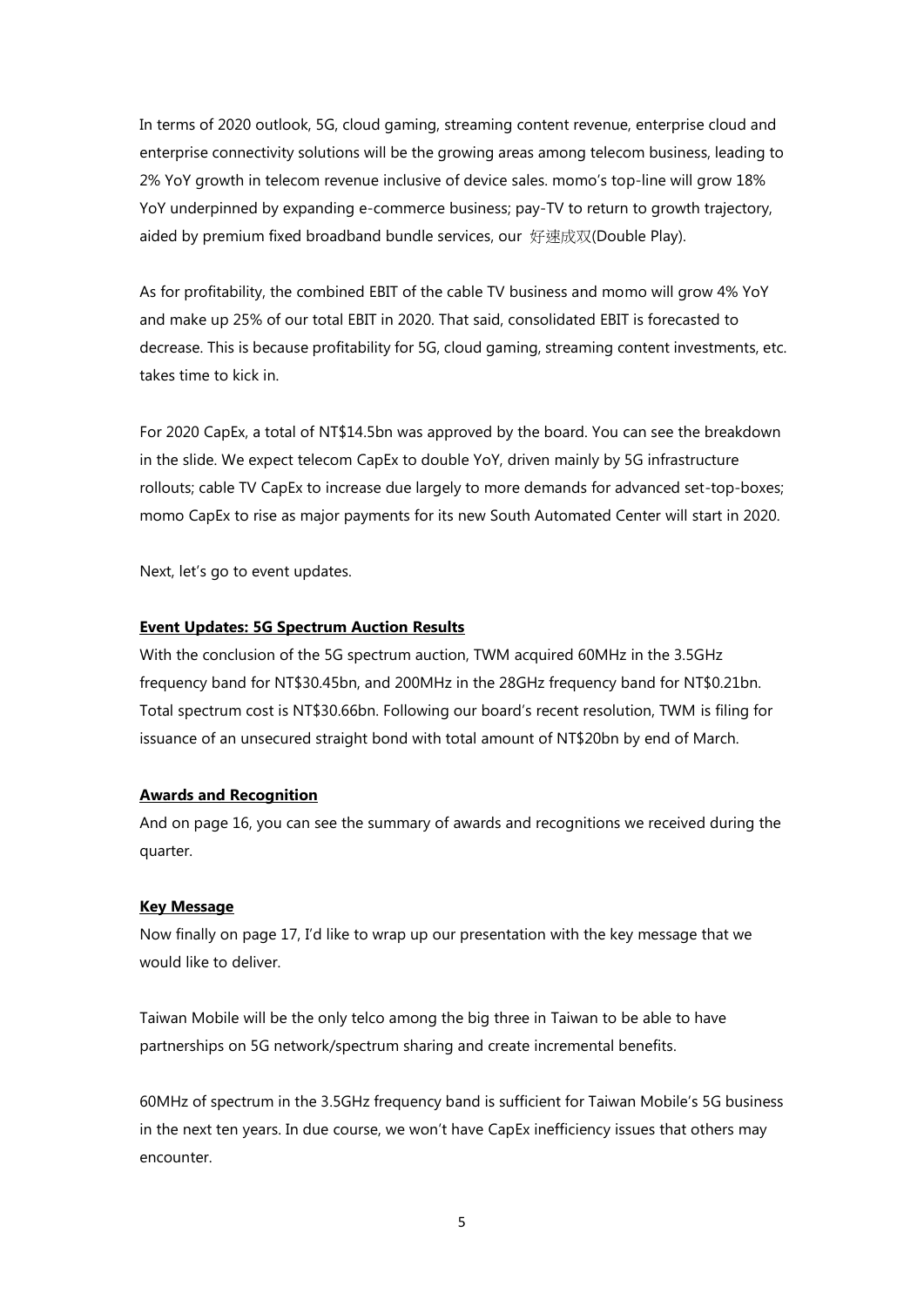In terms of 2020 outlook, 5G, cloud gaming, streaming content revenue, enterprise cloud and enterprise connectivity solutions will be the growing areas among telecom business, leading to 2% YoY growth in telecom revenue inclusive of device sales. momo's top-line will grow 18% YoY underpinned by expanding e-commerce business; pay-TV to return to growth trajectory, aided by premium fixed broadband bundle services, our 好速成双(Double Play).

As for profitability, the combined EBIT of the cable TV business and momo will grow 4% YoY and make up 25% of our total EBIT in 2020. That said, consolidated EBIT is forecasted to decrease. This is because profitability for 5G, cloud gaming, streaming content investments, etc. takes time to kick in.

For 2020 CapEx, a total of NT$14.5bn was approved by the board. You can see the breakdown in the slide. We expect telecom CapEx to double YoY, driven mainly by 5G infrastructure rollouts; cable TV CapEx to increase due largely to more demands for advanced set-top-boxes; momo CapEx to rise as major payments for its new South Automated Center will start in 2020.

Next, let's go to event updates.

**Event Updates: 5G Spectrum Auction Results**

With the conclusion of the 5G spectrum auction, TWM acquired 60MHz in the 3.5GHz frequency band for NT$30.45bn, and 200MHz in the 28GHz frequency band for NT$0.21bn. Total spectrum cost is NT$30.66bn. Following our board's recent resolution, TWM is filing for issuance of an unsecured straight bond with total amount of NT$20bn by end of March.

**Awards and Recognition**

And on page 16, you can see the summary of awards and recognitions we received during the quarter.

**Key Message**

Now finally on page 17, I'd like to wrap up our presentation with the key message that we would like to deliver.

Taiwan Mobile will be the only telco among the big three in Taiwan to be able to have partnerships on 5G network/spectrum sharing and create incremental benefits.

60MHz of spectrum in the 3.5GHz frequency band is sufficient for Taiwan Mobile's 5G business in the next ten years. In due course, we won't have CapEx inefficiency issues that others may encounter.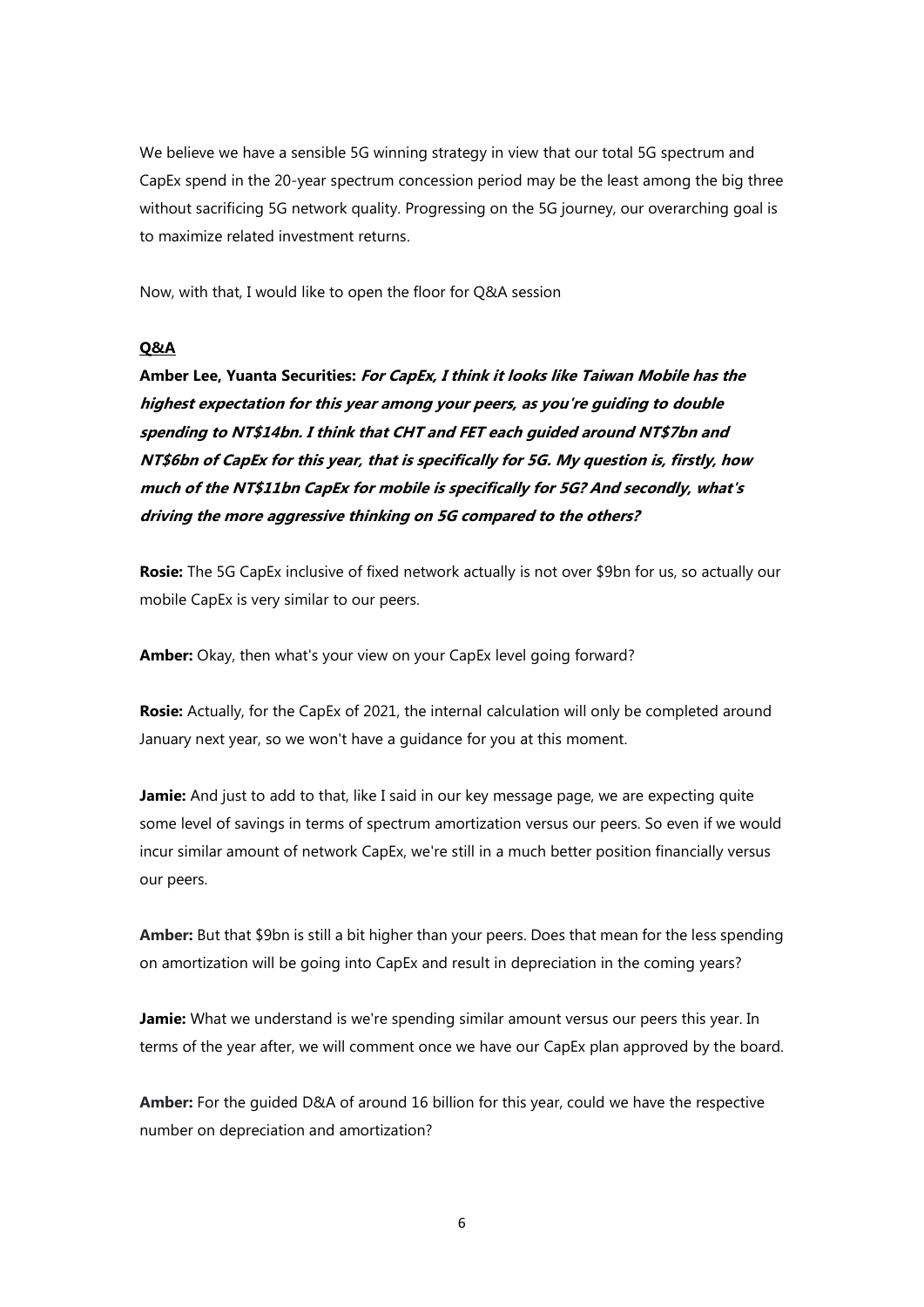We believe we have a sensible 5G winning strategy in view that our total 5G spectrum and CapEx spend in the 20-year spectrum concession period may be the least among the big three without sacrificing 5G network quality. Progressing on the 5G journey, our overarching goal is to maximize related investment returns.

Now, with that, I would like to open the floor for Q&A session

**Q&A**

**Amber Lee, Yuanta Securities:** ***For CapEx, I think it looks like Taiwan Mobile has the highest expectation for this year among your peers, as you're guiding to double spending to NT$14bn. I think that CHT and FET each guided around NT$7bn and NT$6bn of CapEx for this year, that is specifically for 5G. My question is, firstly, how much of the NT$11bn CapEx for mobile is specifically for 5G? And secondly, what's driving the more aggressive thinking on 5G compared to the others?***

**Rosie:** The 5G CapEx inclusive of fixed network actually is not over $9bn for us, so actually our mobile CapEx is very similar to our peers.

**Amber:** Okay, then what's your view on your CapEx level going forward?

**Rosie:** Actually, for the CapEx of 2021, the internal calculation will only be completed around January next year, so we won't have a guidance for you at this moment.

**Jamie:** And just to add to that, like I said in our key message page, we are expecting quite some level of savings in terms of spectrum amortization versus our peers. So even if we would incur similar amount of network CapEx, we're still in a much better position financially versus our peers.

**Amber:** But that $9bn is still a bit higher than your peers. Does that mean for the less spending on amortization will be going into CapEx and result in depreciation in the coming years?

**Jamie:** What we understand is we're spending similar amount versus our peers this year. In terms of the year after, we will comment once we have our CapEx plan approved by the board.

**Amber:** For the guided D&A of around 16 billion for this year, could we have the respective number on depreciation and amortization?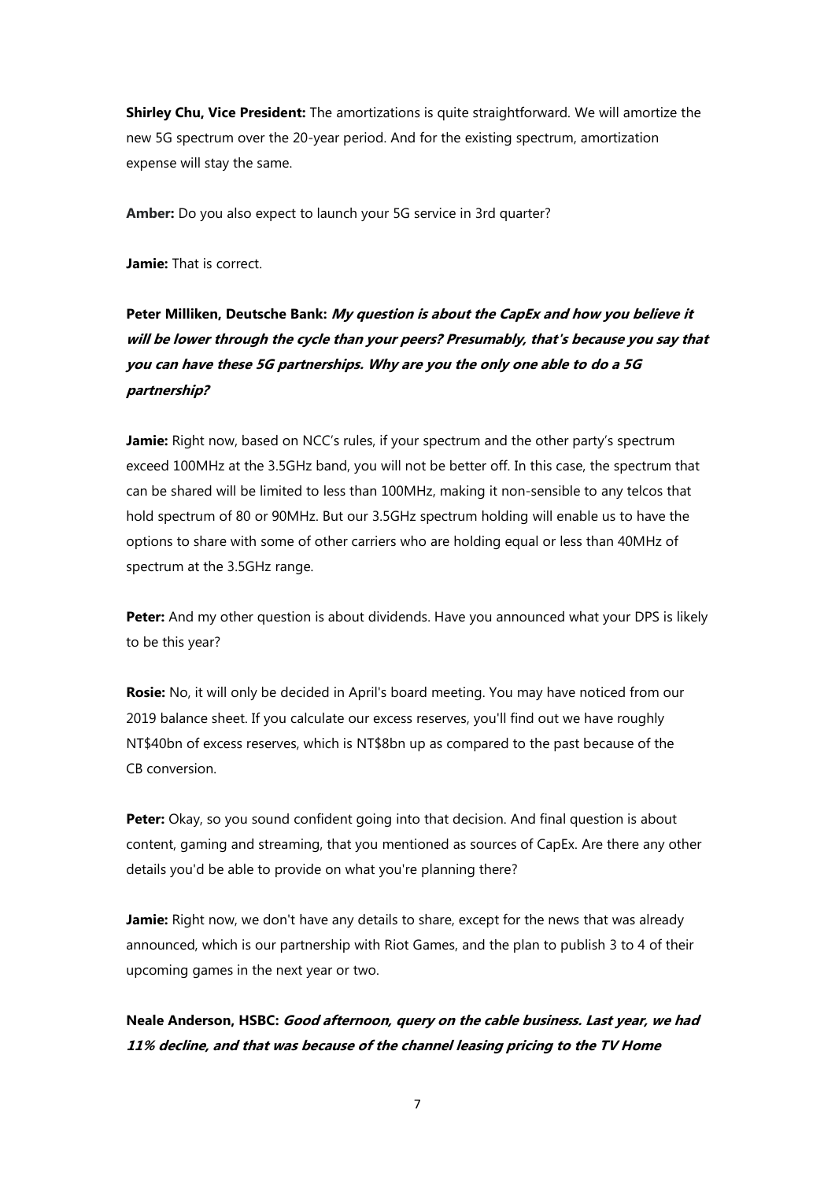**Shirley Chu, Vice President:** The amortizations is quite straightforward. We will amortize the new 5G spectrum over the 20-year period. And for the existing spectrum, amortization expense will stay the same.

**Amber:** Do you also expect to launch your 5G service in 3rd quarter?

**Jamie:** That is correct.

**Peter Milliken, Deutsche Bank:** ***My question is about the CapEx and how you believe it will be lower through the cycle than your peers? Presumably, that's because you say that you can have these 5G partnerships. Why are you the only one able to do a 5G partnership?***

**Jamie:** Right now, based on NCC's rules, if your spectrum and the other party's spectrum exceed 100MHz at the 3.5GHz band, you will not be better off. In this case, the spectrum that can be shared will be limited to less than 100MHz, making it non-sensible to any telcos that hold spectrum of 80 or 90MHz. But our 3.5GHz spectrum holding will enable us to have the options to share with some of other carriers who are holding equal or less than 40MHz of spectrum at the 3.5GHz range.

**Peter:** And my other question is about dividends. Have you announced what your DPS is likely to be this year?

**Rosie:** No, it will only be decided in April's board meeting. You may have noticed from our 2019 balance sheet. If you calculate our excess reserves, you'll find out we have roughly NT$40bn of excess reserves, which is NT$8bn up as compared to the past because of the CB conversion.

**Peter:** Okay, so you sound confident going into that decision. And final question is about content, gaming and streaming, that you mentioned as sources of CapEx. Are there any other details you'd be able to provide on what you're planning there?

**Jamie:** Right now, we don't have any details to share, except for the news that was already announced, which is our partnership with Riot Games, and the plan to publish 3 to 4 of their upcoming games in the next year or two.

**Neale Anderson, HSBC:** ***Good afternoon, query on the cable business. Last year, we had 11% decline, and that was because of the channel leasing pricing to the TV Home***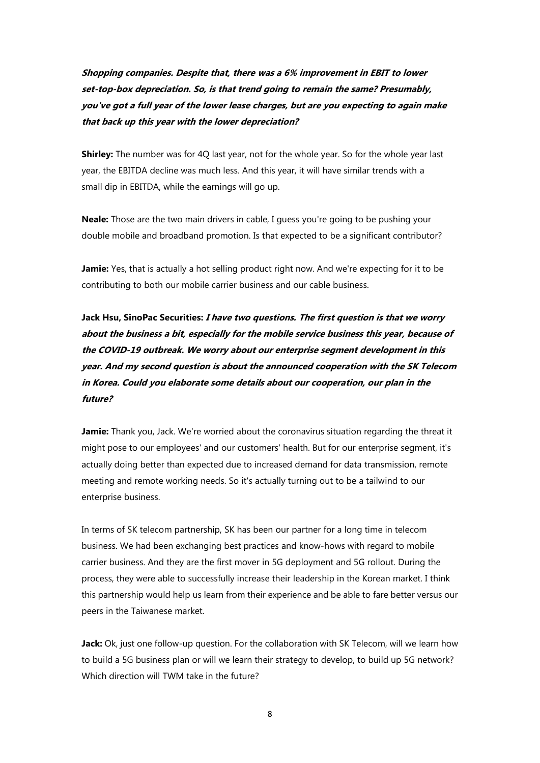***Shopping companies. Despite that, there was a 6% improvement in EBIT to lower set-top-box depreciation. So, is that trend going to remain the same? Presumably, you've got a full year of the lower lease charges, but are you expecting to again make that back up this year with the lower depreciation?***

**Shirley:** The number was for 4Q last year, not for the whole year. So for the whole year last year, the EBITDA decline was much less. And this year, it will have similar trends with a small dip in EBITDA, while the earnings will go up.

**Neale:** Those are the two main drivers in cable, I guess you're going to be pushing your double mobile and broadband promotion. Is that expected to be a significant contributor?

**Jamie:** Yes, that is actually a hot selling product right now. And we're expecting for it to be contributing to both our mobile carrier business and our cable business.

**Jack Hsu, SinoPac Securities:** ***I have two questions. The first question is that we worry about the business a bit, especially for the mobile service business this year, because of the COVID-19 outbreak. We worry about our enterprise segment development in this year. And my second question is about the announced cooperation with the SK Telecom in Korea. Could you elaborate some details about our cooperation, our plan in the future?***

**Jamie:** Thank you, Jack. We're worried about the coronavirus situation regarding the threat it might pose to our employees' and our customers' health. But for our enterprise segment, it's actually doing better than expected due to increased demand for data transmission, remote meeting and remote working needs. So it's actually turning out to be a tailwind to our enterprise business.

In terms of SK telecom partnership, SK has been our partner for a long time in telecom business. We had been exchanging best practices and know-hows with regard to mobile carrier business. And they are the first mover in 5G deployment and 5G rollout. During the process, they were able to successfully increase their leadership in the Korean market. I think this partnership would help us learn from their experience and be able to fare better versus our peers in the Taiwanese market.

**Jack:** Ok, just one follow-up question. For the collaboration with SK Telecom, will we learn how to build a 5G business plan or will we learn their strategy to develop, to build up 5G network? Which direction will TWM take in the future?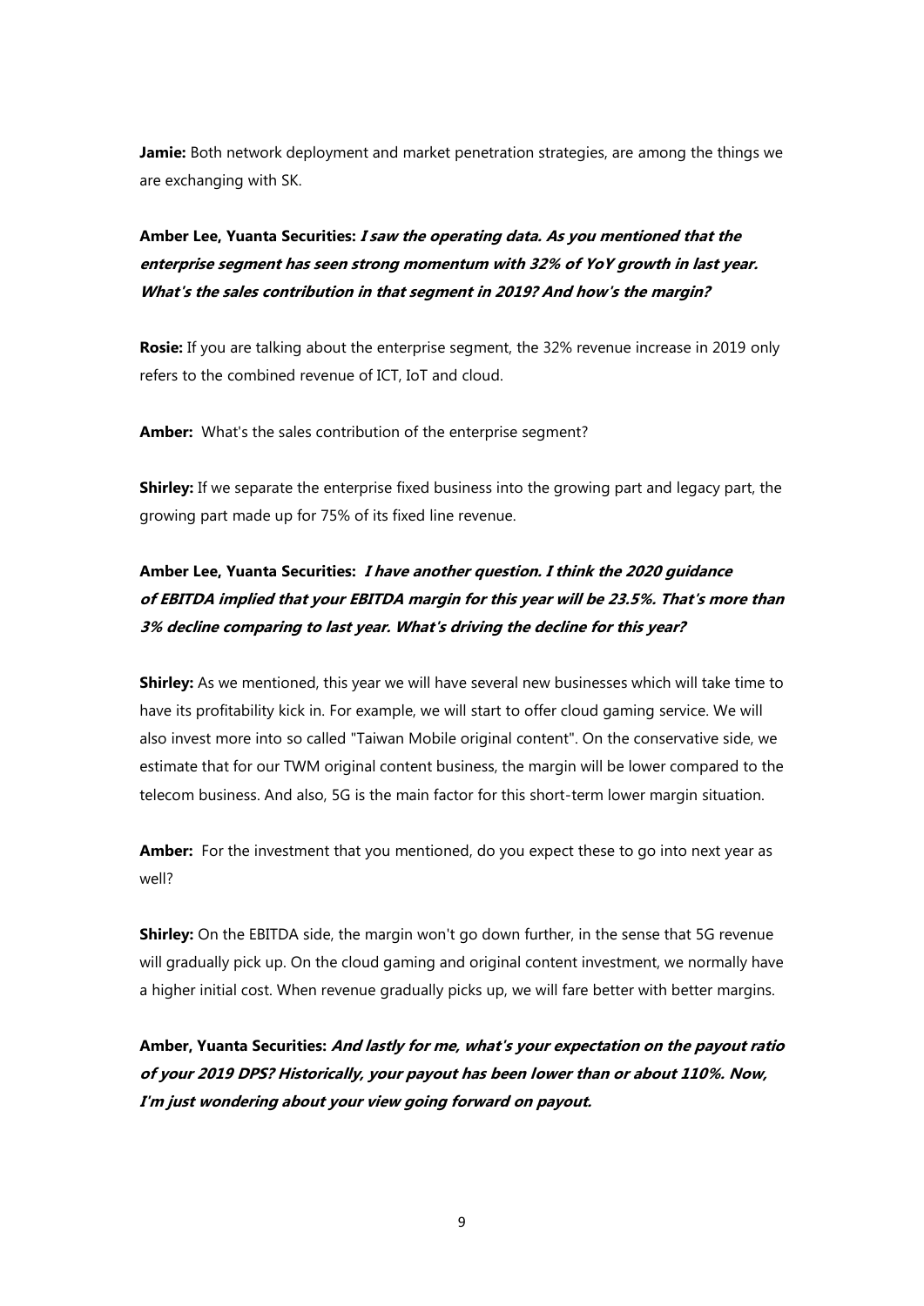**Jamie:** Both network deployment and market penetration strategies, are among the things we are exchanging with SK.

**Amber Lee, Yuanta Securities: *I saw the operating data. As you mentioned that the enterprise segment has seen strong momentum with 32% of YoY growth in last year. What's the sales contribution in that segment in 2019? And how's the margin?***

**Rosie:** If you are talking about the enterprise segment, the 32% revenue increase in 2019 only refers to the combined revenue of ICT, IoT and cloud.

**Amber:** What's the sales contribution of the enterprise segment?

**Shirley:** If we separate the enterprise fixed business into the growing part and legacy part, the growing part made up for 75% of its fixed line revenue.

**Amber Lee, Yuanta Securities: *I have another question. I think the 2020 guidance of EBITDA implied that your EBITDA margin for this year will be 23.5%. That's more than 3% decline comparing to last year. What's driving the decline for this year?***

**Shirley:** As we mentioned, this year we will have several new businesses which will take time to have its profitability kick in. For example, we will start to offer cloud gaming service. We will also invest more into so called "Taiwan Mobile original content". On the conservative side, we estimate that for our TWM original content business, the margin will be lower compared to the telecom business. And also, 5G is the main factor for this short-term lower margin situation.

**Amber:** For the investment that you mentioned, do you expect these to go into next year as well?

**Shirley:** On the EBITDA side, the margin won't go down further, in the sense that 5G revenue will gradually pick up. On the cloud gaming and original content investment, we normally have a higher initial cost. When revenue gradually picks up, we will fare better with better margins.

**Amber, Yuanta Securities: *And lastly for me, what's your expectation on the payout ratio of your 2019 DPS? Historically, your payout has been lower than or about 110%. Now, I'm just wondering about your view going forward on payout.***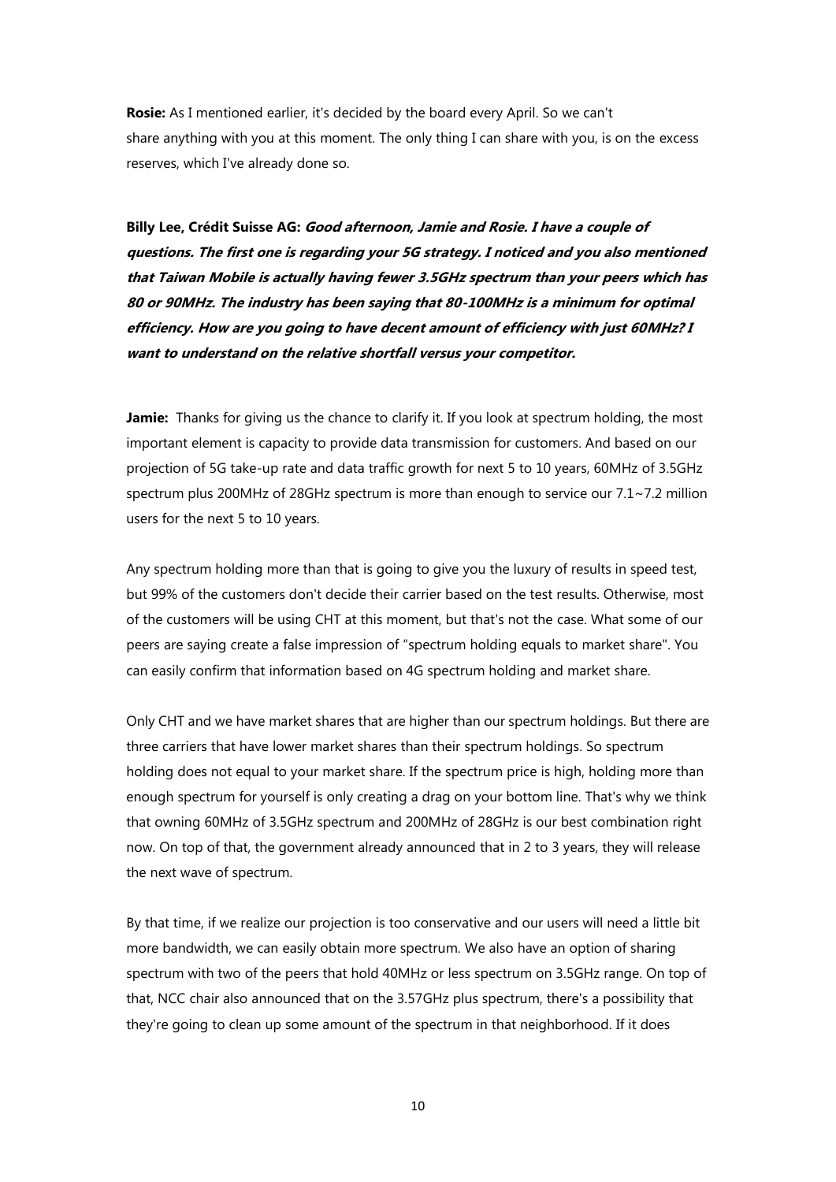**Rosie:** As I mentioned earlier, it's decided by the board every April. So we can't share anything with you at this moment. The only thing I can share with you, is on the excess reserves, which I've already done so.

**Billy Lee, Crédit Suisse AG:** ***Good afternoon, Jamie and Rosie. I have a couple of questions. The first one is regarding your 5G strategy. I noticed and you also mentioned that Taiwan Mobile is actually having fewer 3.5GHz spectrum than your peers which has 80 or 90MHz. The industry has been saying that 80-100MHz is a minimum for optimal efficiency. How are you going to have decent amount of efficiency with just 60MHz? I want to understand on the relative shortfall versus your competitor.***

**Jamie:** Thanks for giving us the chance to clarify it. If you look at spectrum holding, the most important element is capacity to provide data transmission for customers. And based on our projection of 5G take-up rate and data traffic growth for next 5 to 10 years, 60MHz of 3.5GHz spectrum plus 200MHz of 28GHz spectrum is more than enough to service our 7.1~7.2 million users for the next 5 to 10 years.

Any spectrum holding more than that is going to give you the luxury of results in speed test, but 99% of the customers don't decide their carrier based on the test results. Otherwise, most of the customers will be using CHT at this moment, but that's not the case. What some of our peers are saying create a false impression of "spectrum holding equals to market share". You can easily confirm that information based on 4G spectrum holding and market share.

Only CHT and we have market shares that are higher than our spectrum holdings. But there are three carriers that have lower market shares than their spectrum holdings. So spectrum holding does not equal to your market share. If the spectrum price is high, holding more than enough spectrum for yourself is only creating a drag on your bottom line. That's why we think that owning 60MHz of 3.5GHz spectrum and 200MHz of 28GHz is our best combination right now. On top of that, the government already announced that in 2 to 3 years, they will release the next wave of spectrum.

By that time, if we realize our projection is too conservative and our users will need a little bit more bandwidth, we can easily obtain more spectrum. We also have an option of sharing spectrum with two of the peers that hold 40MHz or less spectrum on 3.5GHz range. On top of that, NCC chair also announced that on the 3.57GHz plus spectrum, there's a possibility that they're going to clean up some amount of the spectrum in that neighborhood. If it does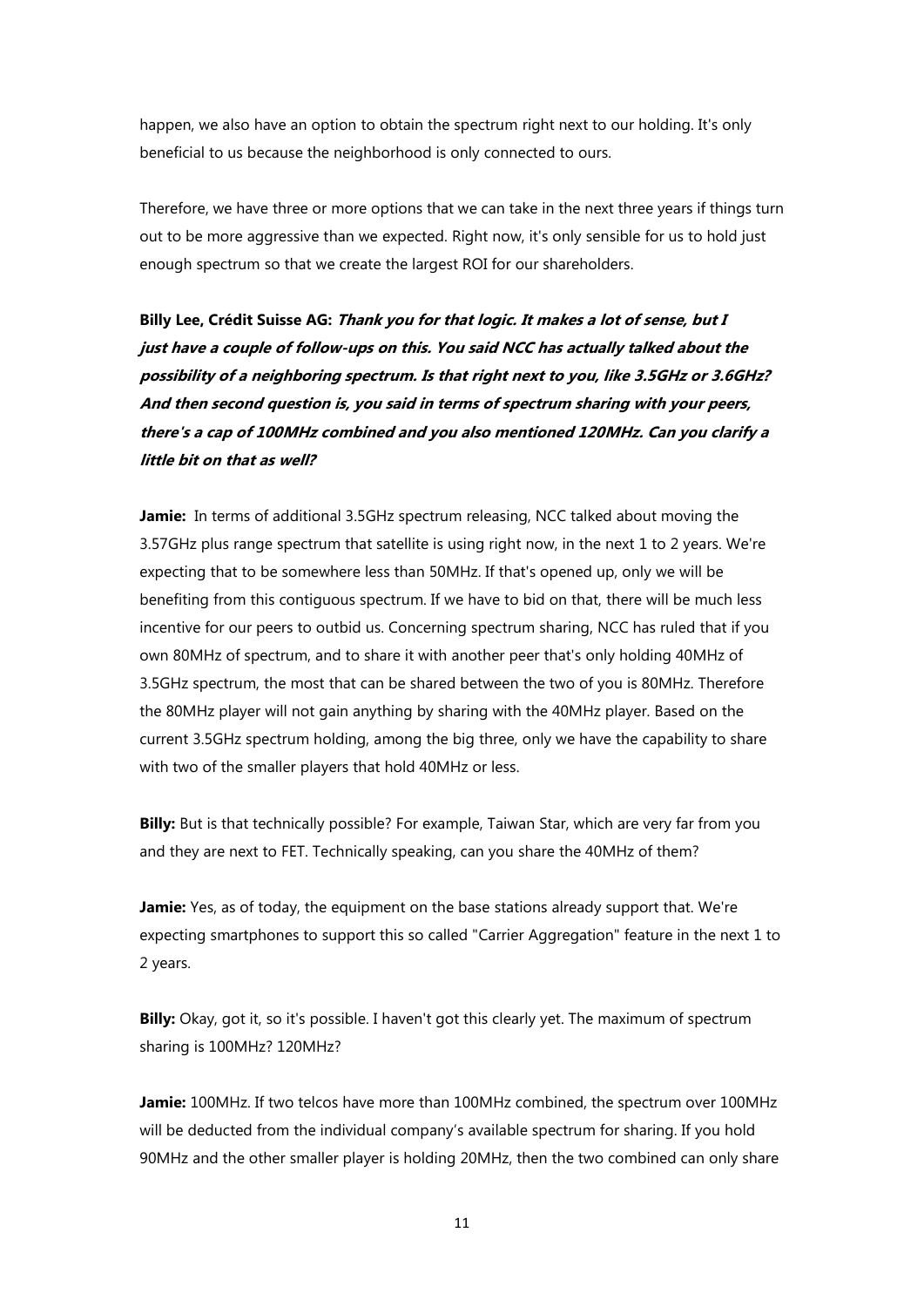happen, we also have an option to obtain the spectrum right next to our holding. It's only beneficial to us because the neighborhood is only connected to ours.

Therefore, we have three or more options that we can take in the next three years if things turn out to be more aggressive than we expected. Right now, it's only sensible for us to hold just enough spectrum so that we create the largest ROI for our shareholders.

**Billy Lee, Crédit Suisse AG:** ***Thank you for that logic. It makes a lot of sense, but I just have a couple of follow-ups on this. You said NCC has actually talked about the possibility of a neighboring spectrum. Is that right next to you, like 3.5GHz or 3.6GHz? And then second question is, you said in terms of spectrum sharing with your peers, there's a cap of 100MHz combined and you also mentioned 120MHz. Can you clarify a little bit on that as well?***

**Jamie:** In terms of additional 3.5GHz spectrum releasing, NCC talked about moving the 3.57GHz plus range spectrum that satellite is using right now, in the next 1 to 2 years. We're expecting that to be somewhere less than 50MHz. If that's opened up, only we will be benefiting from this contiguous spectrum. If we have to bid on that, there will be much less incentive for our peers to outbid us. Concerning spectrum sharing, NCC has ruled that if you own 80MHz of spectrum, and to share it with another peer that's only holding 40MHz of 3.5GHz spectrum, the most that can be shared between the two of you is 80MHz. Therefore the 80MHz player will not gain anything by sharing with the 40MHz player. Based on the current 3.5GHz spectrum holding, among the big three, only we have the capability to share with two of the smaller players that hold 40MHz or less.

**Billy:** But is that technically possible? For example, Taiwan Star, which are very far from you and they are next to FET. Technically speaking, can you share the 40MHz of them?

**Jamie:** Yes, as of today, the equipment on the base stations already support that. We're expecting smartphones to support this so called "Carrier Aggregation" feature in the next 1 to 2 years.

**Billy:** Okay, got it, so it's possible. I haven't got this clearly yet. The maximum of spectrum sharing is 100MHz? 120MHz?

**Jamie:** 100MHz. If two telcos have more than 100MHz combined, the spectrum over 100MHz will be deducted from the individual company's available spectrum for sharing. If you hold 90MHz and the other smaller player is holding 20MHz, then the two combined can only share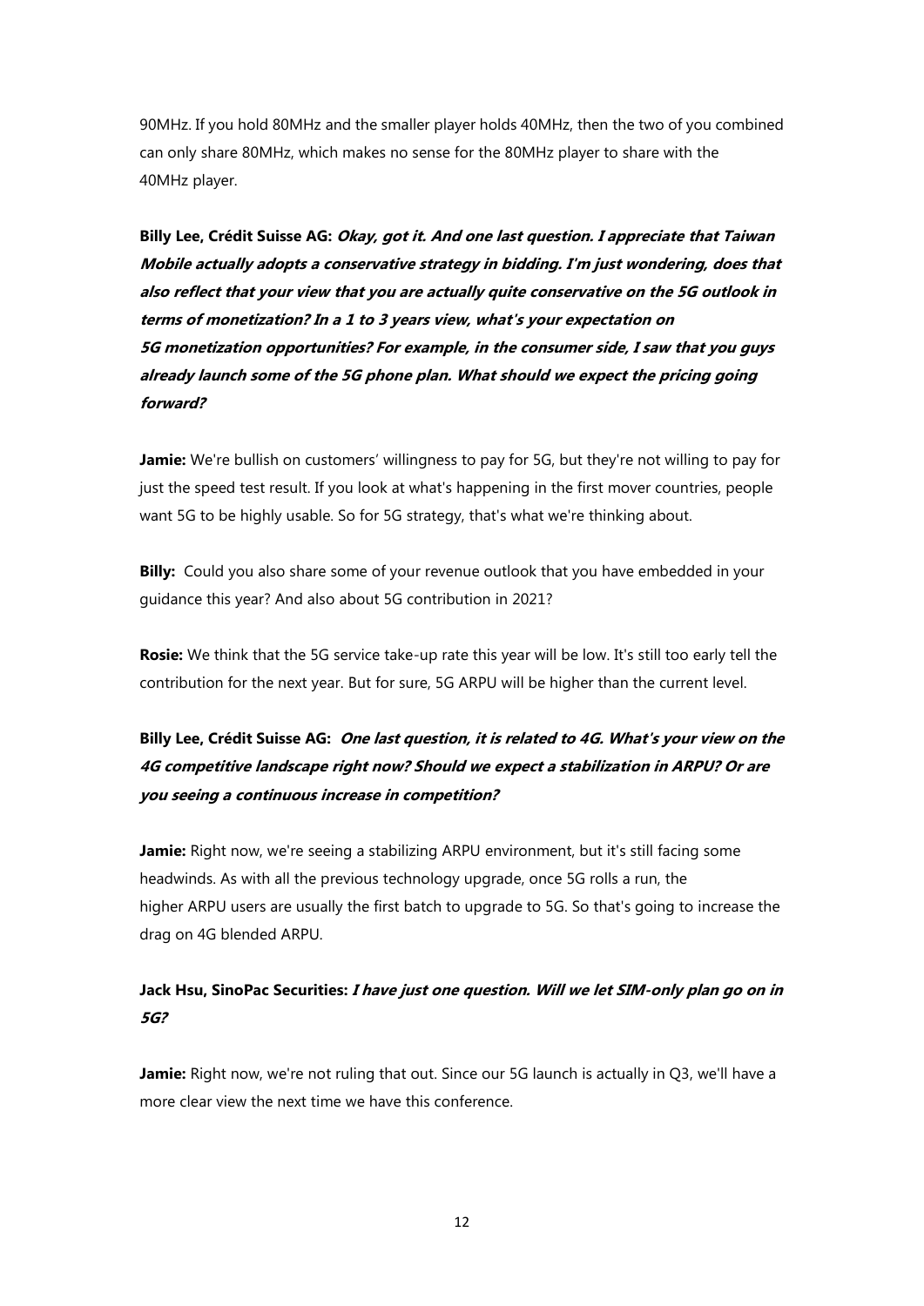90MHz. If you hold 80MHz and the smaller player holds 40MHz, then the two of you combined can only share 80MHz, which makes no sense for the 80MHz player to share with the 40MHz player.

**Billy Lee, Crédit Suisse AG:** ***Okay, got it. And one last question. I appreciate that Taiwan Mobile actually adopts a conservative strategy in bidding. I'm just wondering, does that also reflect that your view that you are actually quite conservative on the 5G outlook in terms of monetization? In a 1 to 3 years view, what's your expectation on 5G monetization opportunities? For example, in the consumer side, I saw that you guys already launch some of the 5G phone plan. What should we expect the pricing going forward?***

**Jamie:** We're bullish on customers' willingness to pay for 5G, but they're not willing to pay for just the speed test result. If you look at what's happening in the first mover countries, people want 5G to be highly usable. So for 5G strategy, that's what we're thinking about.

**Billy:** Could you also share some of your revenue outlook that you have embedded in your guidance this year? And also about 5G contribution in 2021?

**Rosie:** We think that the 5G service take-up rate this year will be low. It's still too early tell the contribution for the next year. But for sure, 5G ARPU will be higher than the current level.

**Billy Lee, Crédit Suisse AG:** ***One last question, it is related to 4G. What's your view on the 4G competitive landscape right now? Should we expect a stabilization in ARPU? Or are you seeing a continuous increase in competition?***

**Jamie:** Right now, we're seeing a stabilizing ARPU environment, but it's still facing some headwinds. As with all the previous technology upgrade, once 5G rolls a run, the higher ARPU users are usually the first batch to upgrade to 5G. So that's going to increase the drag on 4G blended ARPU.

**Jack Hsu, SinoPac Securities:** ***I have just one question. Will we let SIM-only plan go on in 5G?***

**Jamie:** Right now, we're not ruling that out. Since our 5G launch is actually in Q3, we'll have a more clear view the next time we have this conference.